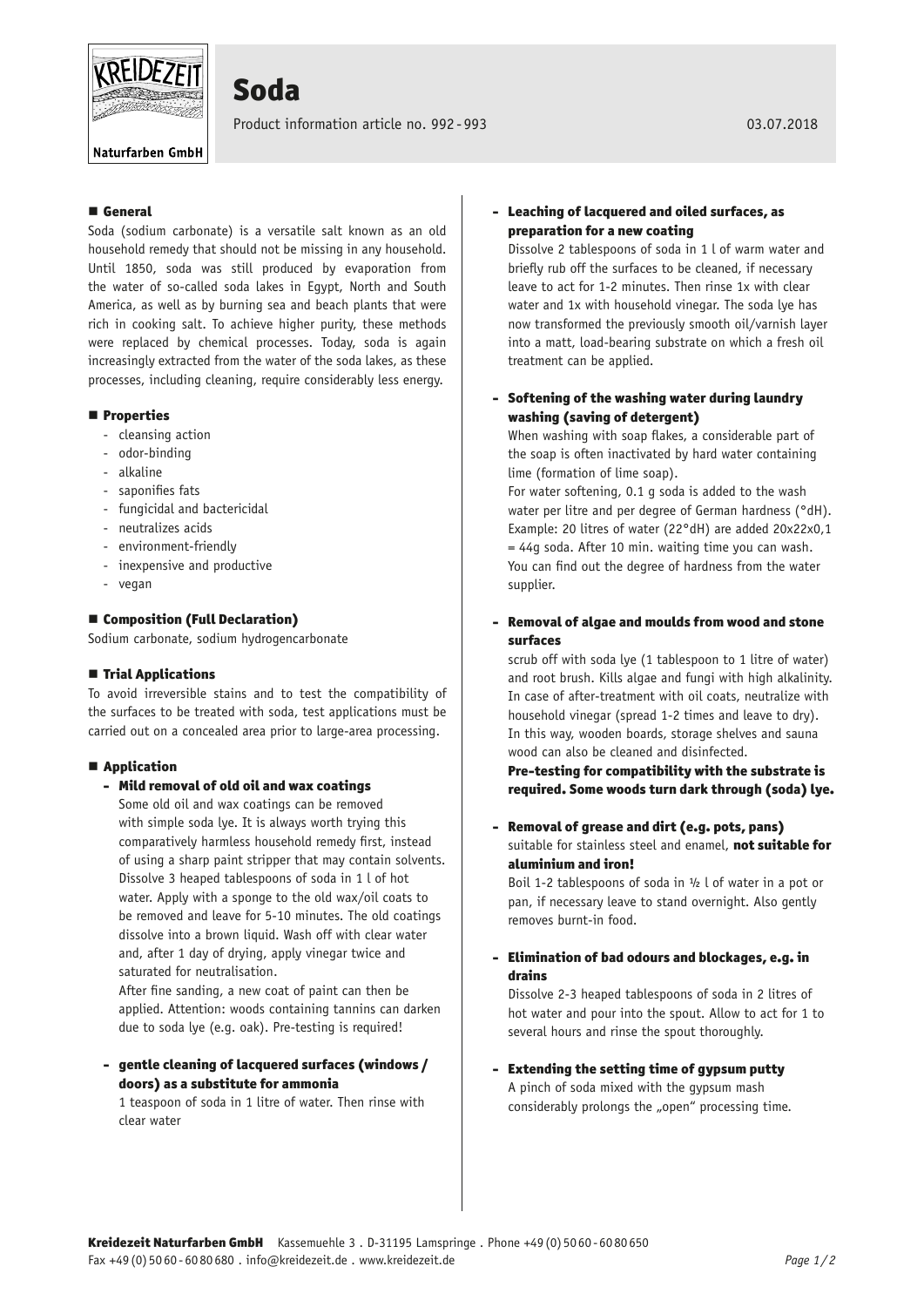# Soda

Product information article no. 992 - 993

03.07.2018

## General

Soda (sodium carbonate) is a versatile salt known as an old household remedy that should not be missing in any household. Until 1850, soda was still produced by evaporation from the water of so-called soda lakes in Egypt, North and South America, as well as by burning sea and beach plants that were rich in cooking salt. To achieve higher purity, these methods were replaced by chemical processes. Today, soda is again increasingly extracted from the water of the soda lakes, as these processes, including cleaning, require considerably less energy.

## Properties

- cleansing action
- odor-binding
- alkaline
- saponifies fats
- fungicidal and bactericidal
- neutralizes acids
- environment-friendly
- inexpensive and productive
- vegan

## Composition (Full Declaration)

Sodium carbonate, sodium hydrogencarbonate

## Trial Applications

To avoid irreversible stains and to test the compatibility of the surfaces to be treated with soda, test applications must be carried out on a concealed area prior to large-area processing.

## Application

### - Mild removal of old oil and wax coatings

Some old oil and wax coatings can be removed with simple soda lye. It is always worth trying this comparatively harmless household remedy first, instead of using a sharp paint stripper that may contain solvents. Dissolve 3 heaped tablespoons of soda in 1 l of hot water. Apply with a sponge to the old wax/oil coats to be removed and leave for 5-10 minutes. The old coatings dissolve into a brown liquid. Wash off with clear water and, after 1 day of drying, apply vinegar twice and saturated for neutralisation.

After fine sanding, a new coat of paint can then be applied. Attention: woods containing tannins can darken due to soda lye (e.g. oak). Pre-testing is required!

### - gentle cleaning of lacquered surfaces (windows / doors) as a substitute for ammonia

1 teaspoon of soda in 1 litre of water. Then rinse with clear water

### - Leaching of lacquered and oiled surfaces, as preparation for a new coating

Dissolve 2 tablespoons of soda in 1 l of warm water and briefly rub off the surfaces to be cleaned, if necessary leave to act for 1-2 minutes. Then rinse 1x with clear water and 1x with household vinegar. The soda lye has now transformed the previously smooth oil/varnish layer into a matt, load-bearing substrate on which a fresh oil treatment can be applied.

### - Softening of the washing water during laundry washing (saving of detergent)

When washing with soap flakes, a considerable part of the soap is often inactivated by hard water containing lime (formation of lime soap).

For water softening, 0.1 g soda is added to the wash water per litre and per degree of German hardness (°dH). Example: 20 litres of water (22°dH) are added 20x22x0,1 = 44g soda. After 10 min. waiting time you can wash. You can find out the degree of hardness from the water supplier.

### - Removal of algae and moulds from wood and stone surfaces

scrub off with soda lye (1 tablespoon to 1 litre of water) and root brush. Kills algae and fungi with high alkalinity. In case of after-treatment with oil coats, neutralize with household vinegar (spread 1-2 times and leave to dry). In this way, wooden boards, storage shelves and sauna wood can also be cleaned and disinfected.

**Pre-testing for compatibility with the substrate is required. Some woods turn dark through (soda) lye.**

### - Removal of grease and dirt (e.g. pots, pans)

suitable for stainless steel and enamel, **not suitable for aluminium and iron!**

Boil 1-2 tablespoons of soda in ½ l of water in a pot or pan, if necessary leave to stand overnight. Also gently removes burnt-in food.

### - Elimination of bad odours and blockages, e.g. in drains

Dissolve 2-3 heaped tablespoons of soda in 2 litres of hot water and pour into the spout. Allow to act for 1 to several hours and rinse the spout thoroughly.

### - Extending the setting time of gypsum putty

A pinch of soda mixed with the gypsum mash considerably prolongs the „open" processing time.

**Kreidezeit Naturfarben GmbH** Kassemuehle 3 . D-31195 Lamspringe . Phone +49 (0) 50 60 - 60 80 650
Fax +49 (0) 50 60 - 60 80 680 . info@kreidezeit.de . www.kreidezeit.de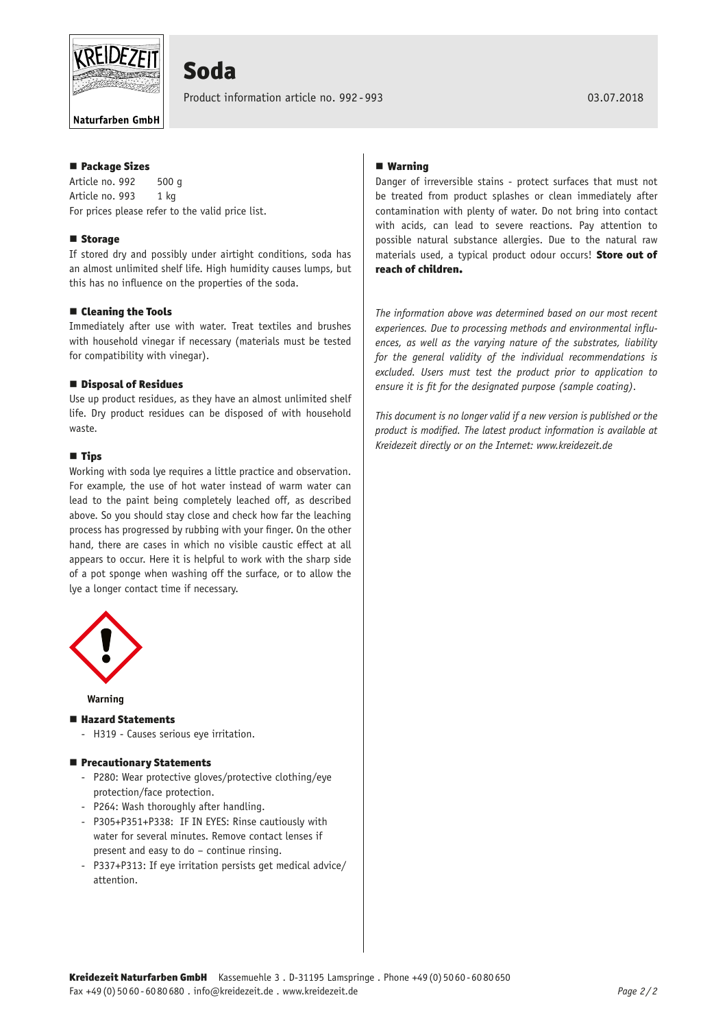# Soda

Product information article no. 992 - 993

03.07.2018

## Package Sizes

Article no. 992 500 g
Article no. 993 1 kg
For prices please refer to the valid price list.

## Storage

If stored dry and possibly under airtight conditions, soda has an almost unlimited shelf life. High humidity causes lumps, but this has no influence on the properties of the soda.

## Cleaning the Tools

Immediately after use with water. Treat textiles and brushes with household vinegar if necessary (materials must be tested for compatibility with vinegar).

## Disposal of Residues

Use up product residues, as they have an almost unlimited shelf life. Dry product residues can be disposed of with household waste.

## Tips

Working with soda lye requires a little practice and observation. For example, the use of hot water instead of warm water can lead to the paint being completely leached off, as described above. So you should stay close and check how far the leaching process has progressed by rubbing with your finger. On the other hand, there are cases in which no visible caustic effect at all appears to occur. Here it is helpful to work with the sharp side of a pot sponge when washing off the surface, or to allow the lye a longer contact time if necessary.

Warning

## Hazard Statements

- H319 - Causes serious eye irritation.

## Precautionary Statements

- P280: Wear protective gloves/protective clothing/eye protection/face protection.
- P264: Wash thoroughly after handling.
- P305+P351+P338: IF IN EYES: Rinse cautiously with water for several minutes. Remove contact lenses if present and easy to do – continue rinsing.
- P337+P313: If eye irritation persists get medical advice/ attention.

## Warning

Danger of irreversible stains - protect surfaces that must not be treated from product splashes or clean immediately after contamination with plenty of water. Do not bring into contact with acids, can lead to severe reactions. Pay attention to possible natural substance allergies. Due to the natural raw materials used, a typical product odour occurs! **Store out of reach of children.**

*The information above was determined based on our most recent experiences. Due to processing methods and environmental influences, as well as the varying nature of the substrates, liability for the general validity of the individual recommendations is excluded. Users must test the product prior to application to ensure it is fit for the designated purpose (sample coating).*

*This document is no longer valid if a new version is published or the product is modified. The latest product information is available at Kreidezeit directly or on the Internet: www.kreidezeit.de*

**Kreidezeit Naturfarben GmbH** Kassemuehle 3 . D-31195 Lamspringe . Phone +49 (0) 50 60 - 60 80 650
Fax +49 (0) 50 60 - 60 80 680 . info@kreidezeit.de . www.kreidezeit.de